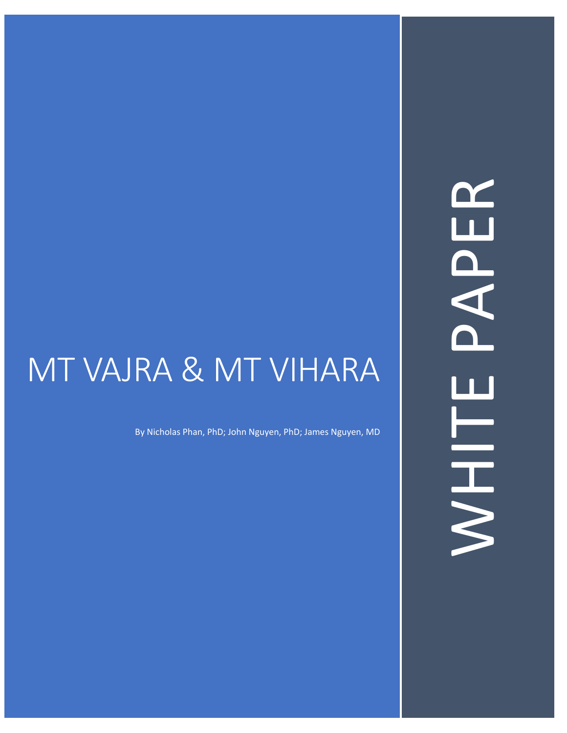# MT VAJRA & MT VIHARA

By Nicholas Phan, PhD; John Nguyen, PhD; James Nguyen, MD

WHITE PAPER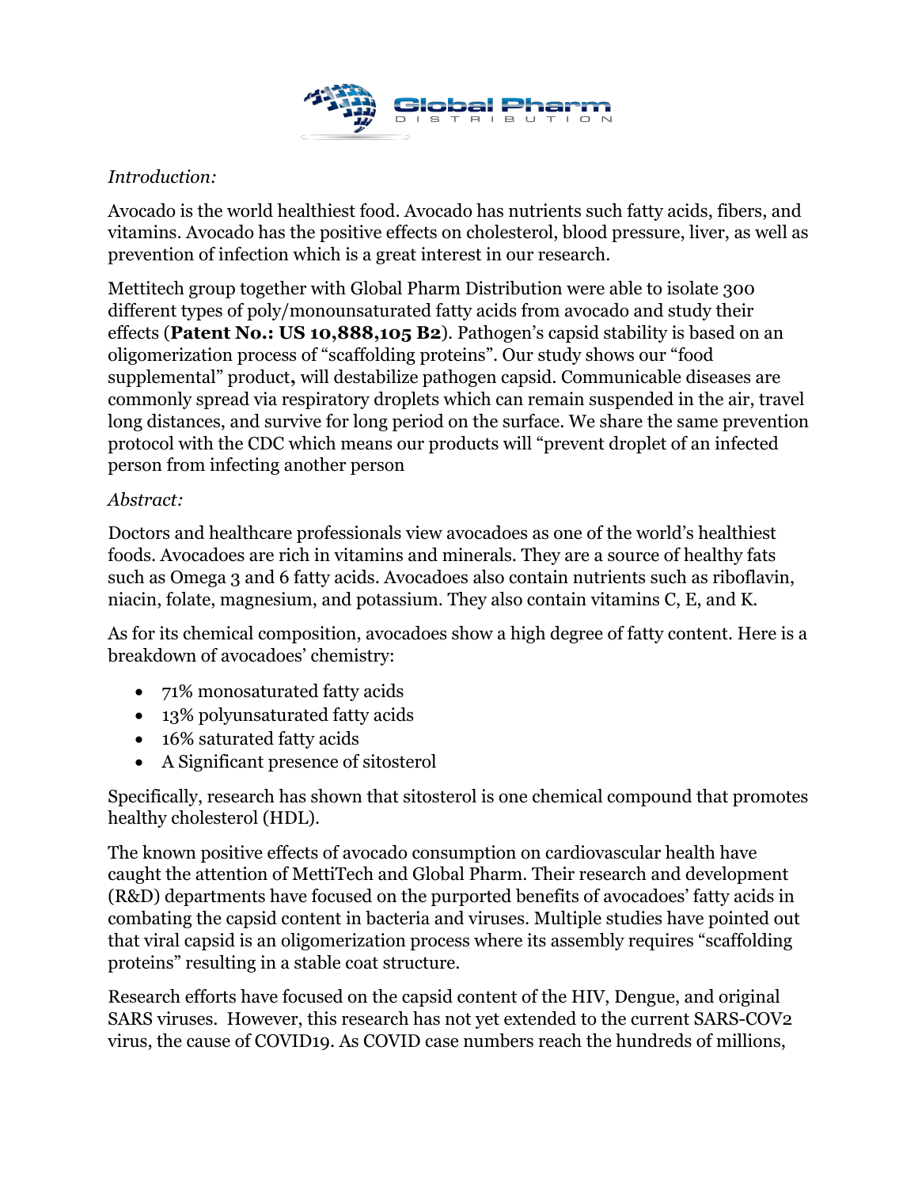*Introduction:*

Avocado is the world healthiest food. Avocado has nutrients such fatty acids, fibers, and vitamins. Avocado has the positive effects on cholesterol, blood pressure, liver, as well as prevention of infection which is a great interest in our research.

Mettitech group together with Global Pharm Distribution were able to isolate 300 different types of poly/monounsaturated fatty acids from avocado and study their effects (**Patent No.: US 10,888,105 B2**). Pathogen's capsid stability is based on an oligomerization process of "scaffolding proteins". Our study shows our "food supplemental" product**,** will destabilize pathogen capsid. Communicable diseases are commonly spread via respiratory droplets which can remain suspended in the air, travel long distances, and survive for long period on the surface. We share the same prevention protocol with the CDC which means our products will "prevent droplet of an infected person from infecting another person

*Abstract:*

Doctors and healthcare professionals view avocadoes as one of the world's healthiest foods. Avocadoes are rich in vitamins and minerals. They are a source of healthy fats such as Omega 3 and 6 fatty acids. Avocadoes also contain nutrients such as riboflavin, niacin, folate, magnesium, and potassium. They also contain vitamins C, E, and K.

As for its chemical composition, avocadoes show a high degree of fatty content. Here is a breakdown of avocadoes' chemistry:

- 71% monosaturated fatty acids
- 13% polyunsaturated fatty acids
- 16% saturated fatty acids
- A Significant presence of sitosterol

Specifically, research has shown that sitosterol is one chemical compound that promotes healthy cholesterol (HDL).

The known positive effects of avocado consumption on cardiovascular health have caught the attention of MettiTech and Global Pharm. Their research and development (R&D) departments have focused on the purported benefits of avocadoes' fatty acids in combating the capsid content in bacteria and viruses. Multiple studies have pointed out that viral capsid is an oligomerization process where its assembly requires "scaffolding proteins" resulting in a stable coat structure.

Research efforts have focused on the capsid content of the HIV, Dengue, and original SARS viruses. However, this research has not yet extended to the current SARS-COV2 virus, the cause of COVID19. As COVID case numbers reach the hundreds of millions,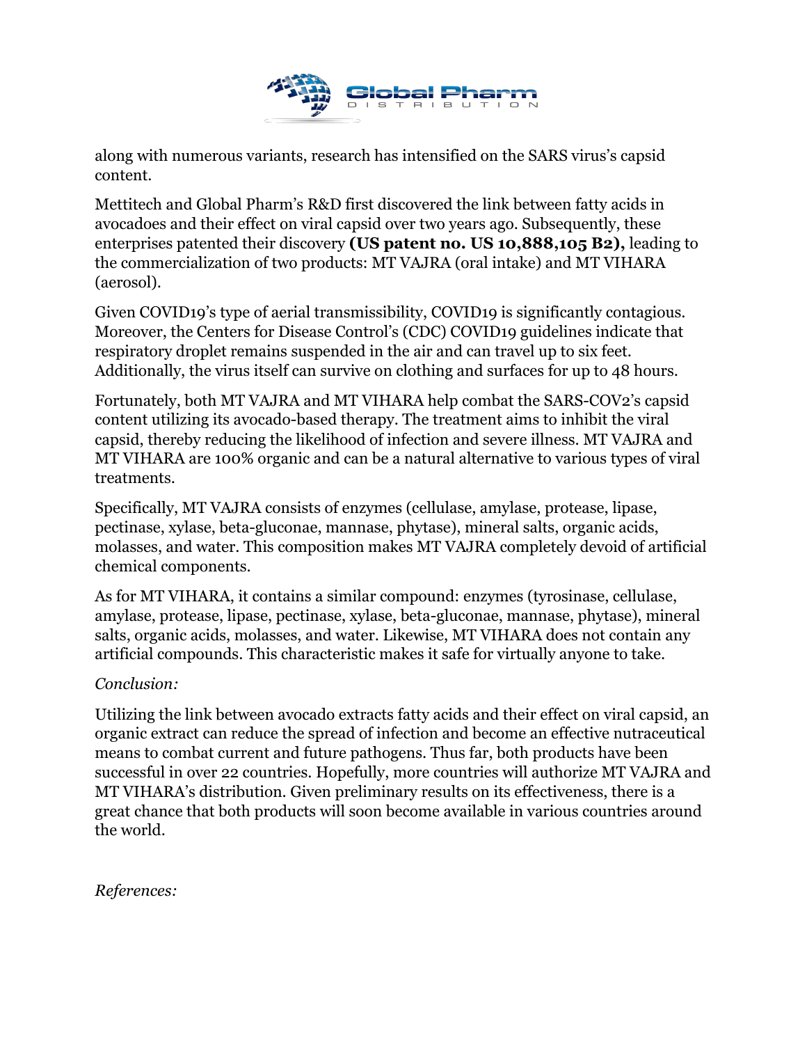along with numerous variants, research has intensified on the SARS virus's capsid content.

Mettitech and Global Pharm's R&D first discovered the link between fatty acids in avocadoes and their effect on viral capsid over two years ago. Subsequently, these enterprises patented their discovery **(US patent no. US 10,888,105 B2),** leading to the commercialization of two products: MT VAJRA (oral intake) and MT VIHARA (aerosol).

Given COVID19's type of aerial transmissibility, COVID19 is significantly contagious. Moreover, the Centers for Disease Control's (CDC) COVID19 guidelines indicate that respiratory droplet remains suspended in the air and can travel up to six feet. Additionally, the virus itself can survive on clothing and surfaces for up to 48 hours.

Fortunately, both MT VAJRA and MT VIHARA help combat the SARS-COV2's capsid content utilizing its avocado-based therapy. The treatment aims to inhibit the viral capsid, thereby reducing the likelihood of infection and severe illness. MT VAJRA and MT VIHARA are 100% organic and can be a natural alternative to various types of viral treatments.

Specifically, MT VAJRA consists of enzymes (cellulase, amylase, protease, lipase, pectinase, xylase, beta-gluconae, mannase, phytase), mineral salts, organic acids, molasses, and water. This composition makes MT VAJRA completely devoid of artificial chemical components.

As for MT VIHARA, it contains a similar compound: enzymes (tyrosinase, cellulase, amylase, protease, lipase, pectinase, xylase, beta-gluconae, mannase, phytase), mineral salts, organic acids, molasses, and water. Likewise, MT VIHARA does not contain any artificial compounds. This characteristic makes it safe for virtually anyone to take.

*Conclusion:*

Utilizing the link between avocado extracts fatty acids and their effect on viral capsid, an organic extract can reduce the spread of infection and become an effective nutraceutical means to combat current and future pathogens. Thus far, both products have been successful in over 22 countries. Hopefully, more countries will authorize MT VAJRA and MT VIHARA's distribution. Given preliminary results on its effectiveness, there is a great chance that both products will soon become available in various countries around the world.

*References:*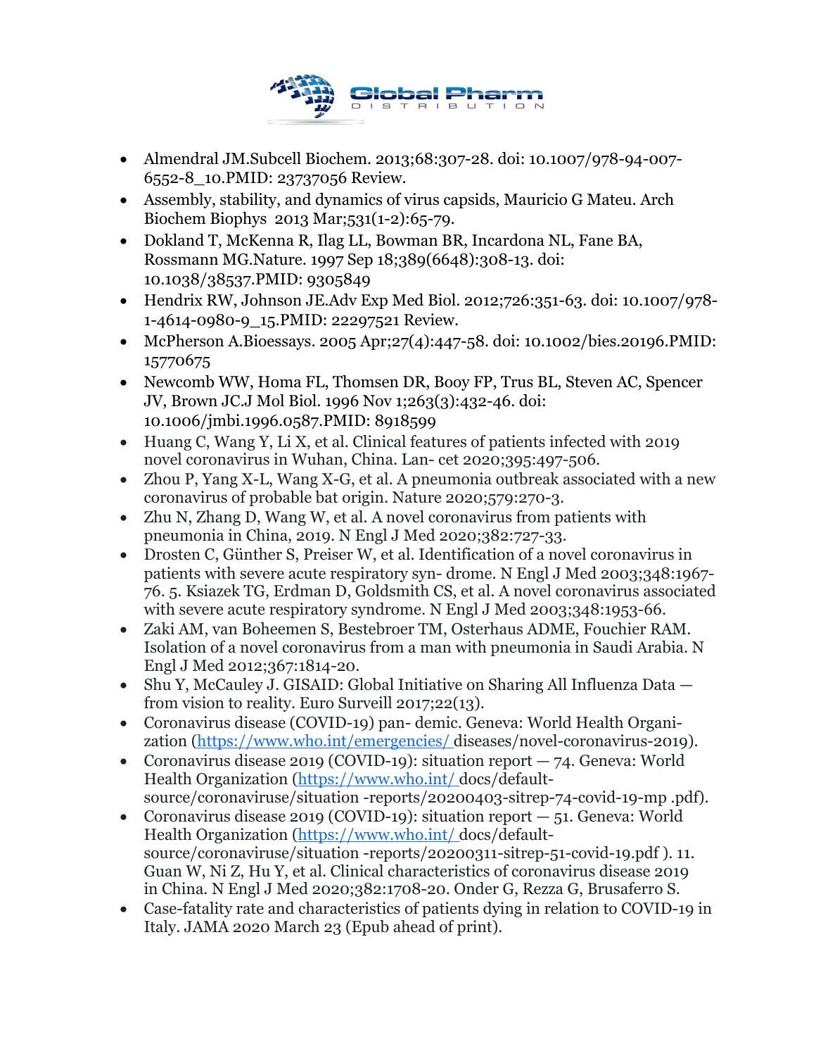- Almendral JM.Subcell Biochem. 2013;68:307-28. doi: 10.1007/978-94-007-6552-8_10.PMID: 23737056 Review.
- Assembly, stability, and dynamics of virus capsids, Mauricio G Mateu. Arch Biochem Biophys 2013 Mar;531(1-2):65-79.
- Dokland T, McKenna R, Ilag LL, Bowman BR, Incardona NL, Fane BA, Rossmann MG.Nature. 1997 Sep 18;389(6648):308-13. doi: 10.1038/38537.PMID: 9305849
- Hendrix RW, Johnson JE.Adv Exp Med Biol. 2012;726:351-63. doi: 10.1007/978-1-4614-0980-9_15.PMID: 22297521 Review.
- McPherson A.Bioessays. 2005 Apr;27(4):447-58. doi: 10.1002/bies.20196.PMID: 15770675
- Newcomb WW, Homa FL, Thomsen DR, Booy FP, Trus BL, Steven AC, Spencer JV, Brown JC.J Mol Biol. 1996 Nov 1;263(3):432-46. doi: 10.1006/jmbi.1996.0587.PMID: 8918599
- Huang C, Wang Y, Li X, et al. Clinical features of patients infected with 2019 novel coronavirus in Wuhan, China. Lan- cet 2020;395:497-506.
- Zhou P, Yang X-L, Wang X-G, et al. A pneumonia outbreak associated with a new coronavirus of probable bat origin. Nature 2020;579:270-3.
- Zhu N, Zhang D, Wang W, et al. A novel coronavirus from patients with pneumonia in China, 2019. N Engl J Med 2020;382:727-33.
- Drosten C, Günther S, Preiser W, et al. Identification of a novel coronavirus in patients with severe acute respiratory syn- drome. N Engl J Med 2003;348:1967-76. 5. Ksiazek TG, Erdman D, Goldsmith CS, et al. A novel coronavirus associated with severe acute respiratory syndrome. N Engl J Med 2003;348:1953-66.
- Zaki AM, van Boheemen S, Bestebroer TM, Osterhaus ADME, Fouchier RAM. Isolation of a novel coronavirus from a man with pneumonia in Saudi Arabia. N Engl J Med 2012;367:1814-20.
- Shu Y, McCauley J. GISAID: Global Initiative on Sharing All Influenza Data — from vision to reality. Euro Surveill 2017;22(13).
- Coronavirus disease (COVID-19) pan- demic. Geneva: World Health Organi- zation (https://www.who.int/emergencies/ diseases/novel-coronavirus-2019).
- Coronavirus disease 2019 (COVID-19): situation report — 74. Geneva: World Health Organization (https://www.who.int/ docs/default-source/coronaviruse/situation -reports/20200403-sitrep-74-covid-19-mp .pdf).
- Coronavirus disease 2019 (COVID-19): situation report — 51. Geneva: World Health Organization (https://www.who.int/ docs/default-source/coronaviruse/situation -reports/20200311-sitrep-51-covid-19.pdf ). 11. Guan W, Ni Z, Hu Y, et al. Clinical characteristics of coronavirus disease 2019 in China. N Engl J Med 2020;382:1708-20. Onder G, Rezza G, Brusaferro S.
- Case-fatality rate and characteristics of patients dying in relation to COVID-19 in Italy. JAMA 2020 March 23 (Epub ahead of print).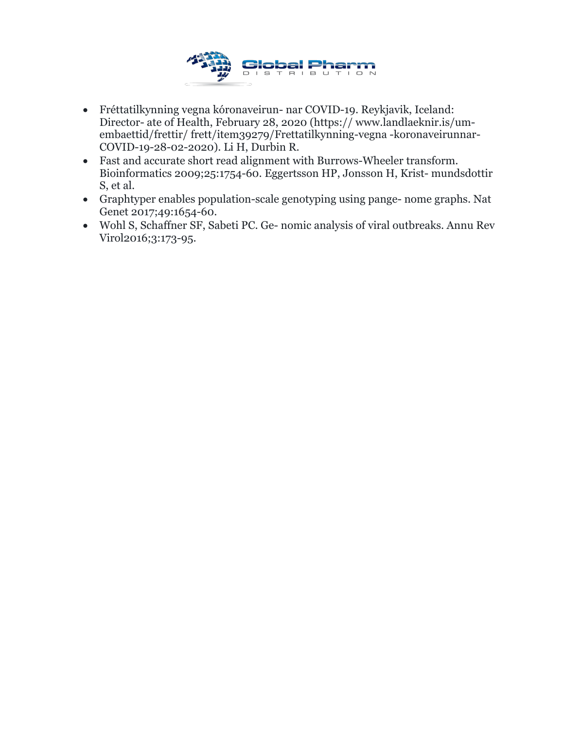- Fréttatilkynning vegna kóronaveirun- nar COVID-19. Reykjavik, Iceland: Director- ate of Health, February 28, 2020 (https:// www.landlaeknir.is/um-embaettid/frettir/ frett/item39279/Frettatilkynning-vegna -koronaveirunnar-COVID-19-28-02-2020). Li H, Durbin R.
- Fast and accurate short read alignment with Burrows-Wheeler transform. Bioinformatics 2009;25:1754-60. Eggertsson HP, Jonsson H, Krist- mundsdottir S, et al.
- Graphtyper enables population-scale genotyping using pange- nome graphs. Nat Genet 2017;49:1654-60.
- Wohl S, Schaffner SF, Sabeti PC. Ge- nomic analysis of viral outbreaks. Annu Rev Virol2016;3:173-95.